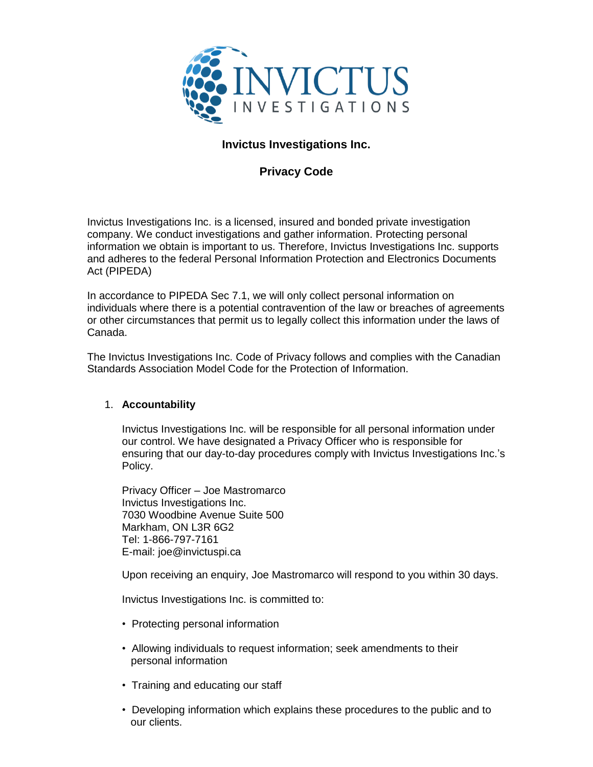**Invictus Investigations Inc.**

**Privacy Code**

Invictus Investigations Inc. is a licensed, insured and bonded private investigation company. We conduct investigations and gather information. Protecting personal information we obtain is important to us. Therefore, Invictus Investigations Inc. supports and adheres to the federal Personal Information Protection and Electronics Documents Act (PIPEDA)

In accordance to PIPEDA Sec 7.1, we will only collect personal information on individuals where there is a potential contravention of the law or breaches of agreements or other circumstances that permit us to legally collect this information under the laws of Canada.

The Invictus Investigations Inc. Code of Privacy follows and complies with the Canadian Standards Association Model Code for the Protection of Information.

1. **Accountability**

   Invictus Investigations Inc. will be responsible for all personal information under our control. We have designated a Privacy Officer who is responsible for ensuring that our day-to-day procedures comply with Invictus Investigations Inc.'s Policy.

   Privacy Officer – Joe Mastromarco
   Invictus Investigations Inc.
   7030 Woodbine Avenue Suite 500
   Markham, ON L3R 6G2
   Tel: 1-866-797-7161
   E-mail: joe@invictuspi.ca

   Upon receiving an enquiry, Joe Mastromarco will respond to you within 30 days.

   Invictus Investigations Inc. is committed to:

   - Protecting personal information
   - Allowing individuals to request information; seek amendments to their personal information
   - Training and educating our staff
   - Developing information which explains these procedures to the public and to our clients.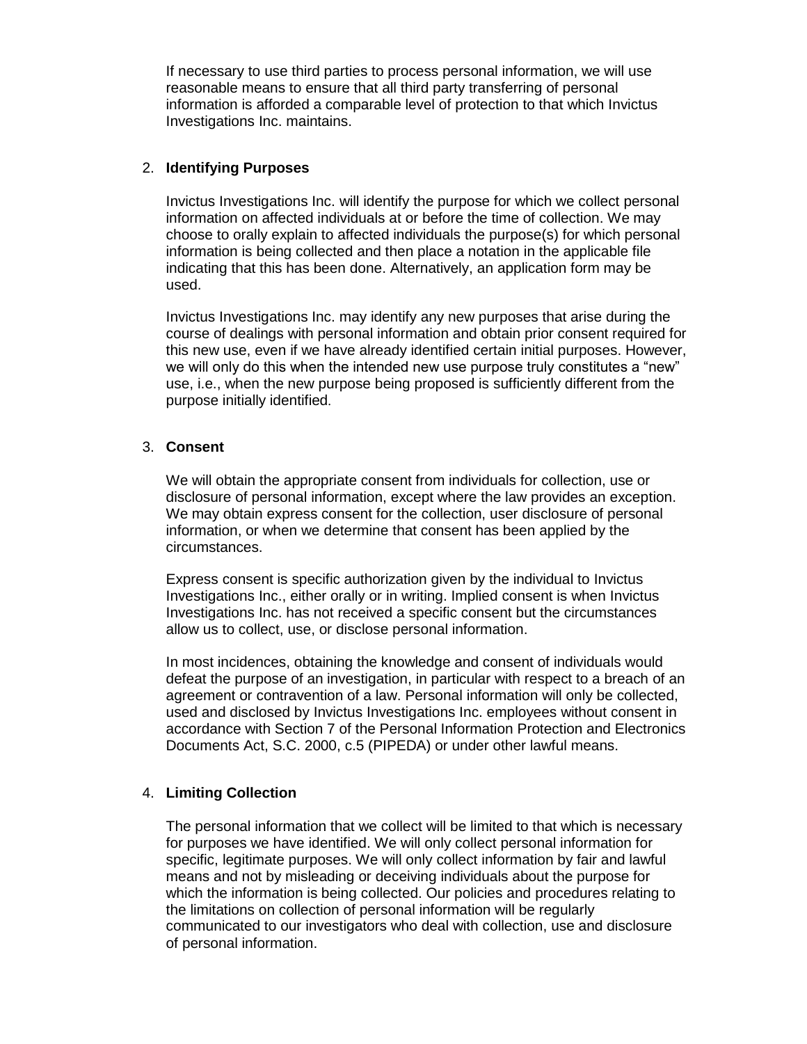If necessary to use third parties to process personal information, we will use reasonable means to ensure that all third party transferring of personal information is afforded a comparable level of protection to that which Invictus Investigations Inc. maintains.

2. **Identifying Purposes**

   Invictus Investigations Inc. will identify the purpose for which we collect personal information on affected individuals at or before the time of collection. We may choose to orally explain to affected individuals the purpose(s) for which personal information is being collected and then place a notation in the applicable file indicating that this has been done. Alternatively, an application form may be used.

   Invictus Investigations Inc. may identify any new purposes that arise during the course of dealings with personal information and obtain prior consent required for this new use, even if we have already identified certain initial purposes. However, we will only do this when the intended new use purpose truly constitutes a "new" use, i.e., when the new purpose being proposed is sufficiently different from the purpose initially identified.

3. **Consent**

   We will obtain the appropriate consent from individuals for collection, use or disclosure of personal information, except where the law provides an exception. We may obtain express consent for the collection, user disclosure of personal information, or when we determine that consent has been applied by the circumstances.

   Express consent is specific authorization given by the individual to Invictus Investigations Inc., either orally or in writing. Implied consent is when Invictus Investigations Inc. has not received a specific consent but the circumstances allow us to collect, use, or disclose personal information.

   In most incidences, obtaining the knowledge and consent of individuals would defeat the purpose of an investigation, in particular with respect to a breach of an agreement or contravention of a law. Personal information will only be collected, used and disclosed by Invictus Investigations Inc. employees without consent in accordance with Section 7 of the Personal Information Protection and Electronics Documents Act, S.C. 2000, c.5 (PIPEDA) or under other lawful means.

4. **Limiting Collection**

   The personal information that we collect will be limited to that which is necessary for purposes we have identified. We will only collect personal information for specific, legitimate purposes. We will only collect information by fair and lawful means and not by misleading or deceiving individuals about the purpose for which the information is being collected. Our policies and procedures relating to the limitations on collection of personal information will be regularly communicated to our investigators who deal with collection, use and disclosure of personal information.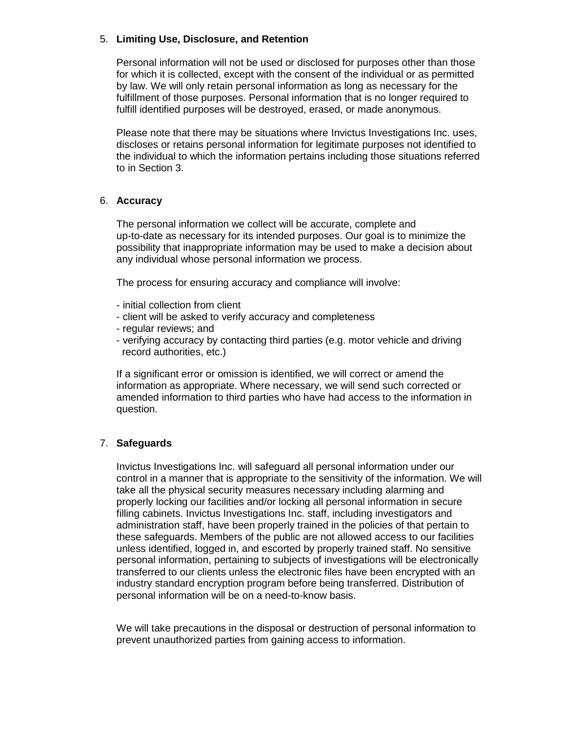5. **Limiting Use, Disclosure, and Retention**

   Personal information will not be used or disclosed for purposes other than those for which it is collected, except with the consent of the individual or as permitted by law. We will only retain personal information as long as necessary for the fulfillment of those purposes. Personal information that is no longer required to fulfill identified purposes will be destroyed, erased, or made anonymous.

   Please note that there may be situations where Invictus Investigations Inc. uses, discloses or retains personal information for legitimate purposes not identified to the individual to which the information pertains including those situations referred to in Section 3.

6. **Accuracy**

   The personal information we collect will be accurate, complete and up-to-date as necessary for its intended purposes. Our goal is to minimize the possibility that inappropriate information may be used to make a decision about any individual whose personal information we process.

   The process for ensuring accuracy and compliance will involve:

   - initial collection from client
   - client will be asked to verify accuracy and completeness
   - regular reviews; and
   - verifying accuracy by contacting third parties (e.g. motor vehicle and driving record authorities, etc.)

   If a significant error or omission is identified, we will correct or amend the information as appropriate. Where necessary, we will send such corrected or amended information to third parties who have had access to the information in question.

7. **Safeguards**

   Invictus Investigations Inc. will safeguard all personal information under our control in a manner that is appropriate to the sensitivity of the information. We will take all the physical security measures necessary including alarming and properly locking our facilities and/or locking all personal information in secure filling cabinets. Invictus Investigations Inc. staff, including investigators and administration staff, have been properly trained in the policies of that pertain to these safeguards. Members of the public are not allowed access to our facilities unless identified, logged in, and escorted by properly trained staff. No sensitive personal information, pertaining to subjects of investigations will be electronically transferred to our clients unless the electronic files have been encrypted with an industry standard encryption program before being transferred. Distribution of personal information will be on a need-to-know basis.

   We will take precautions in the disposal or destruction of personal information to prevent unauthorized parties from gaining access to information.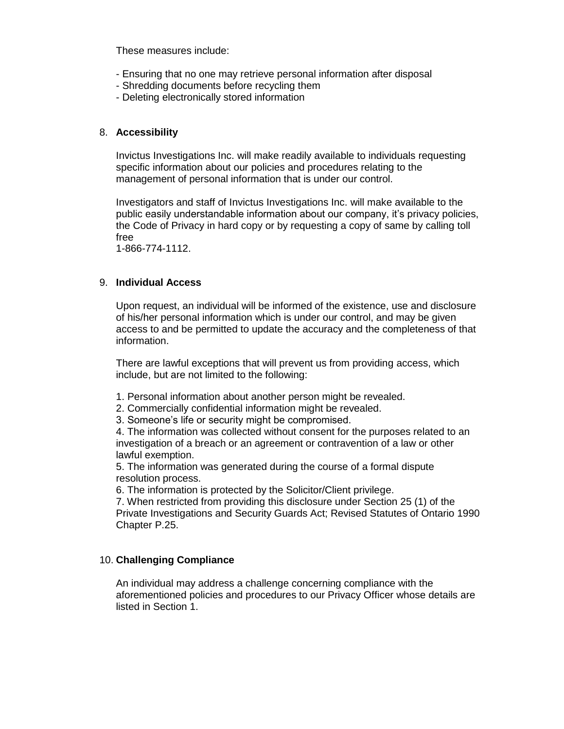These measures include:

- Ensuring that no one may retrieve personal information after disposal
- Shredding documents before recycling them
- Deleting electronically stored information

8. **Accessibility**

Invictus Investigations Inc. will make readily available to individuals requesting specific information about our policies and procedures relating to the management of personal information that is under our control.

Investigators and staff of Invictus Investigations Inc. will make available to the public easily understandable information about our company, it's privacy policies, the Code of Privacy in hard copy or by requesting a copy of same by calling toll free
1-866-774-1112.

9. **Individual Access**

Upon request, an individual will be informed of the existence, use and disclosure of his/her personal information which is under our control, and may be given access to and be permitted to update the accuracy and the completeness of that information.

There are lawful exceptions that will prevent us from providing access, which include, but are not limited to the following:

1. Personal information about another person might be revealed.
2. Commercially confidential information might be revealed.
3. Someone's life or security might be compromised.
4. The information was collected without consent for the purposes related to an investigation of a breach or an agreement or contravention of a law or other lawful exemption.
5. The information was generated during the course of a formal dispute resolution process.
6. The information is protected by the Solicitor/Client privilege.
7. When restricted from providing this disclosure under Section 25 (1) of the Private Investigations and Security Guards Act; Revised Statutes of Ontario 1990 Chapter P.25.

10. **Challenging Compliance**

An individual may address a challenge concerning compliance with the aforementioned policies and procedures to our Privacy Officer whose details are listed in Section 1.